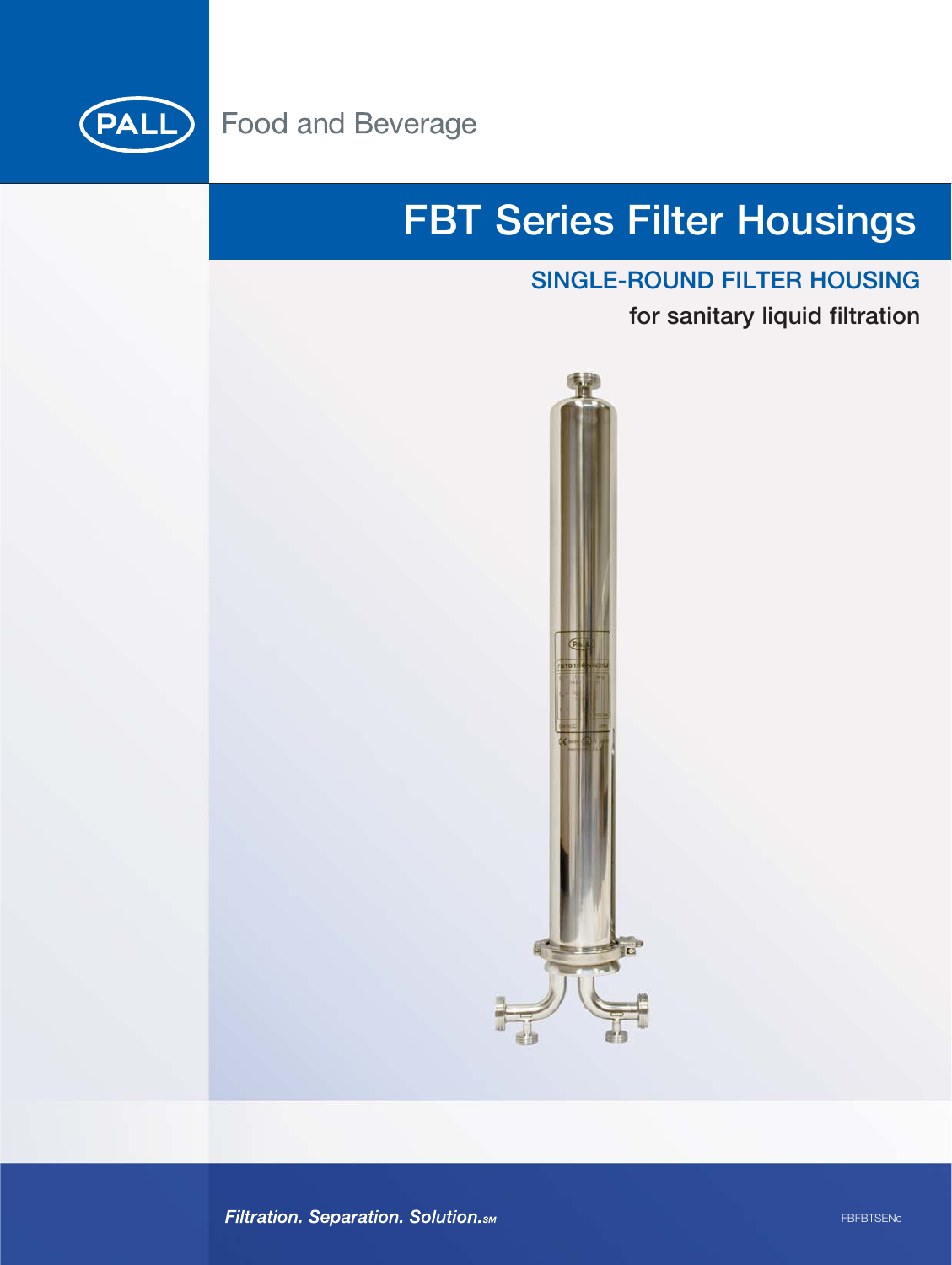PALL

Food and Beverage

# FBT Series Filter Housings

## SINGLE-ROUND FILTER HOUSING

for sanitary liquid filtration

*Filtration. Separation. Solution.SM*

FBFBTSENc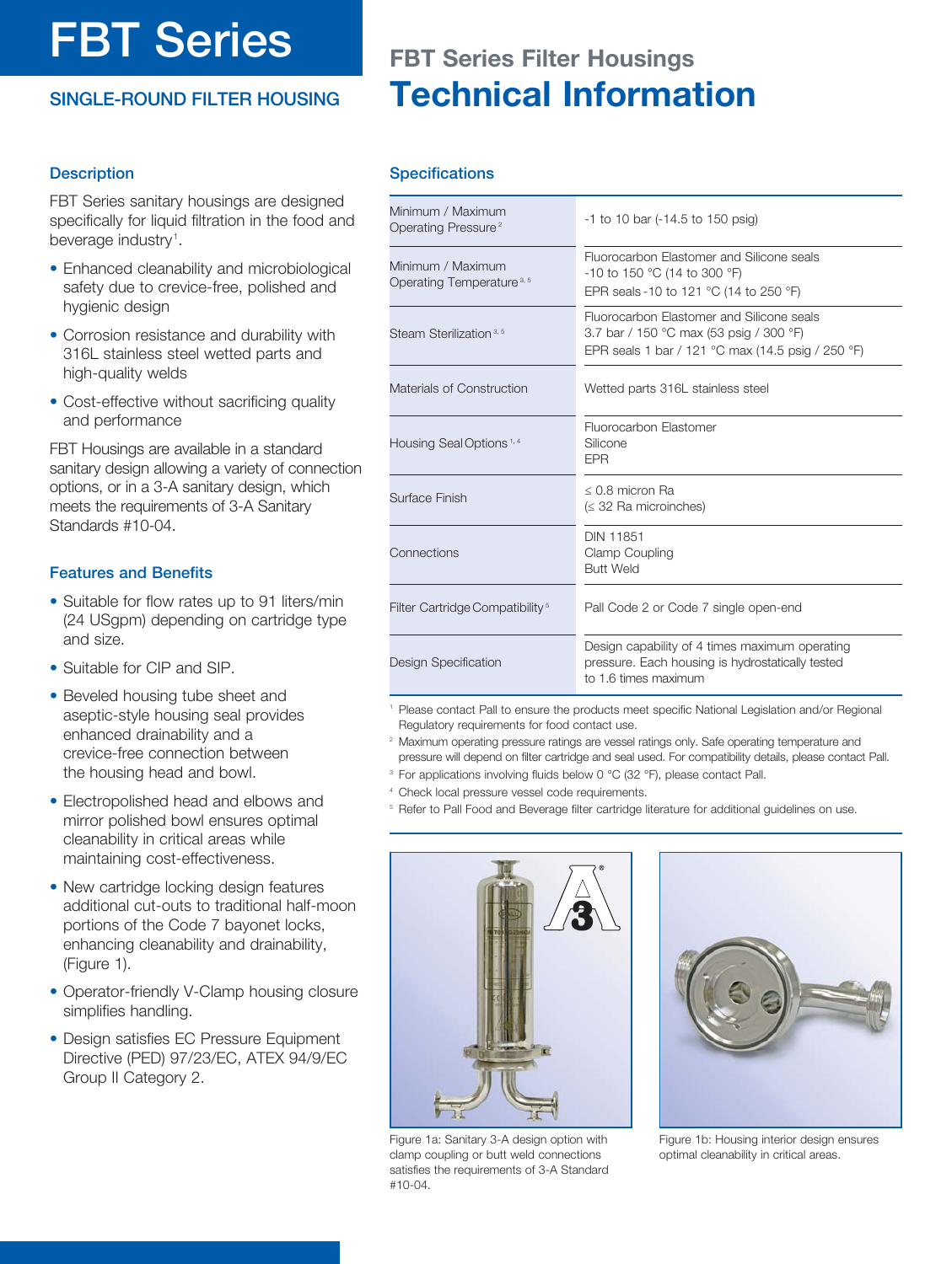# FBT Series

## SINGLE-ROUND FILTER HOUSING

# FBT Series Filter Housings
# Technical Information

### Description

FBT Series sanitary housings are designed specifically for liquid filtration in the food and beverage industry[1].

- Enhanced cleanability and microbiological safety due to crevice-free, polished and hygienic design
- Corrosion resistance and durability with 316L stainless steel wetted parts and high-quality welds
- Cost-effective without sacrificing quality and performance

FBT Housings are available in a standard sanitary design allowing a variety of connection options, or in a 3-A sanitary design, which meets the requirements of 3-A Sanitary Standards #10-04.

### Features and Benefits

- Suitable for flow rates up to 91 liters/min (24 USgpm) depending on cartridge type and size.
- Suitable for CIP and SIP.
- Beveled housing tube sheet and aseptic-style housing seal provides enhanced drainability and a crevice-free connection between the housing head and bowl.
- Electropolished head and elbows and mirror polished bowl ensures optimal cleanability in critical areas while maintaining cost-effectiveness.
- New cartridge locking design features additional cut-outs to traditional half-moon portions of the Code 7 bayonet locks, enhancing cleanability and drainability, (Figure 1).
- Operator-friendly V-Clamp housing closure simplifies handling.
- Design satisfies EC Pressure Equipment Directive (PED) 97/23/EC, ATEX 94/9/EC Group II Category 2.

### Specifications

| | |
|---|---|
| Minimum / Maximum Operating Pressure[2] | -1 to 10 bar (-14.5 to 150 psig) |
| Minimum / Maximum Operating Temperature[3, 5] | Fluorocarbon Elastomer and Silicone seals<br>-10 to 150 °C (14 to 300 °F)<br>EPR seals -10 to 121 °C (14 to 250 °F) |
| Steam Sterilization[3, 5] | Fluorocarbon Elastomer and Silicone seals<br>3.7 bar / 150 °C max (53 psig / 300 °F)<br>EPR seals 1 bar / 121 °C max (14.5 psig / 250 °F) |
| Materials of Construction | Wetted parts 316L stainless steel |
| Housing Seal Options[1, 4] | Fluorocarbon Elastomer<br>Silicone<br>EPR |
| Surface Finish | ≤ 0.8 micron Ra<br>(≤ 32 Ra microinches) |
| Connections | DIN 11851<br>Clamp Coupling<br>Butt Weld |
| Filter Cartridge Compatibility[5] | Pall Code 2 or Code 7 single open-end |
| Design Specification | Design capability of 4 times maximum operating pressure. Each housing is hydrostatically tested to 1.6 times maximum |

[1] Please contact Pall to ensure the products meet specific National Legislation and/or Regional Regulatory requirements for food contact use.

[2] Maximum operating pressure ratings are vessel ratings only. Safe operating temperature and pressure will depend on filter cartridge and seal used. For compatibility details, please contact Pall.

[3] For applications involving fluids below 0 °C (32 °F), please contact Pall.

[4] Check local pressure vessel code requirements.

[5] Refer to Pall Food and Beverage filter cartridge literature for additional guidelines on use.

Figure 1a: Sanitary 3-A design option with clamp coupling or butt weld connections satisfies the requirements of 3-A Standard #10-04.

Figure 1b: Housing interior design ensures optimal cleanability in critical areas.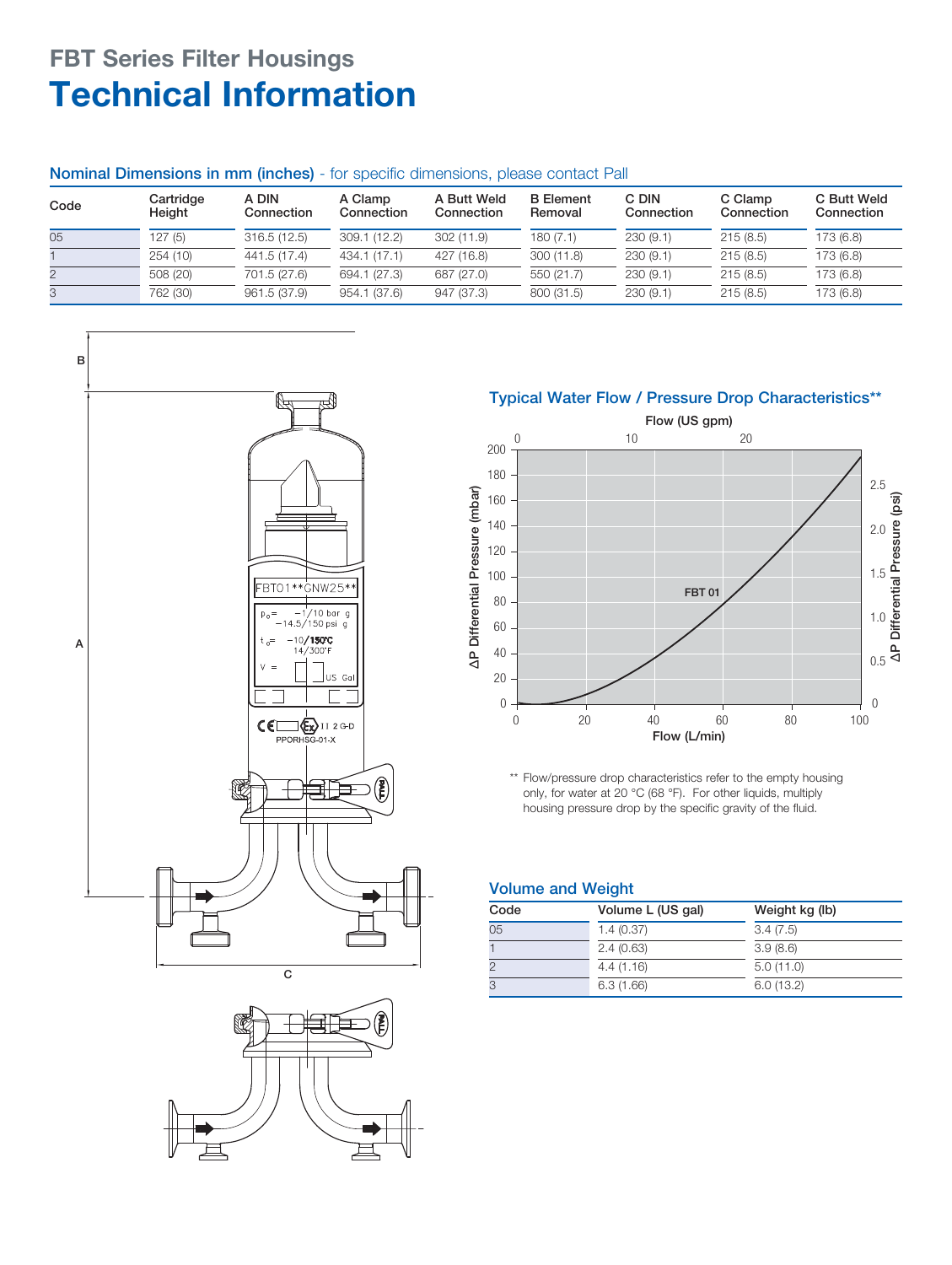## FBT Series Filter Housings

# Technical Information

### Nominal Dimensions in mm (inches) - for specific dimensions, please contact Pall

| Code | Cartridge Height | A DIN Connection | A Clamp Connection | A Butt Weld Connection | B Element Removal | C DIN Connection | C Clamp Connection | C Butt Weld Connection |
|---|---|---|---|---|---|---|---|---|
| 05 | 127 (5) | 316.5 (12.5) | 309.1 (12.2) | 302 (11.9) | 180 (7.1) | 230 (9.1) | 215 (8.5) | 173 (6.8) |
| 1 | 254 (10) | 441.5 (17.4) | 434.1 (17.1) | 427 (16.8) | 300 (11.8) | 230 (9.1) | 215 (8.5) | 173 (6.8) |
| 2 | 508 (20) | 701.5 (27.6) | 694.1 (27.3) | 687 (27.0) | 550 (21.7) | 230 (9.1) | 215 (8.5) | 173 (6.8) |
| 3 | 762 (30) | 961.5 (37.9) | 954.1 (37.6) | 947 (37.3) | 800 (31.5) | 230 (9.1) | 215 (8.5) | 173 (6.8) |

### Typical Water Flow / Pressure Drop Characteristics**

** Flow/pressure drop characteristics refer to the empty housing only, for water at 20 °C (68 °F). For other liquids, multiply housing pressure drop by the specific gravity of the fluid.

### Volume and Weight

| Code | Volume L (US gal) | Weight kg (lb) |
|---|---|---|
| 05 | 1.4 (0.37) | 3.4 (7.5) |
| 1 | 2.4 (0.63) | 3.9 (8.6) |
| 2 | 4.4 (1.16) | 5.0 (11.0) |
| 3 | 6.3 (1.66) | 6.0 (13.2) |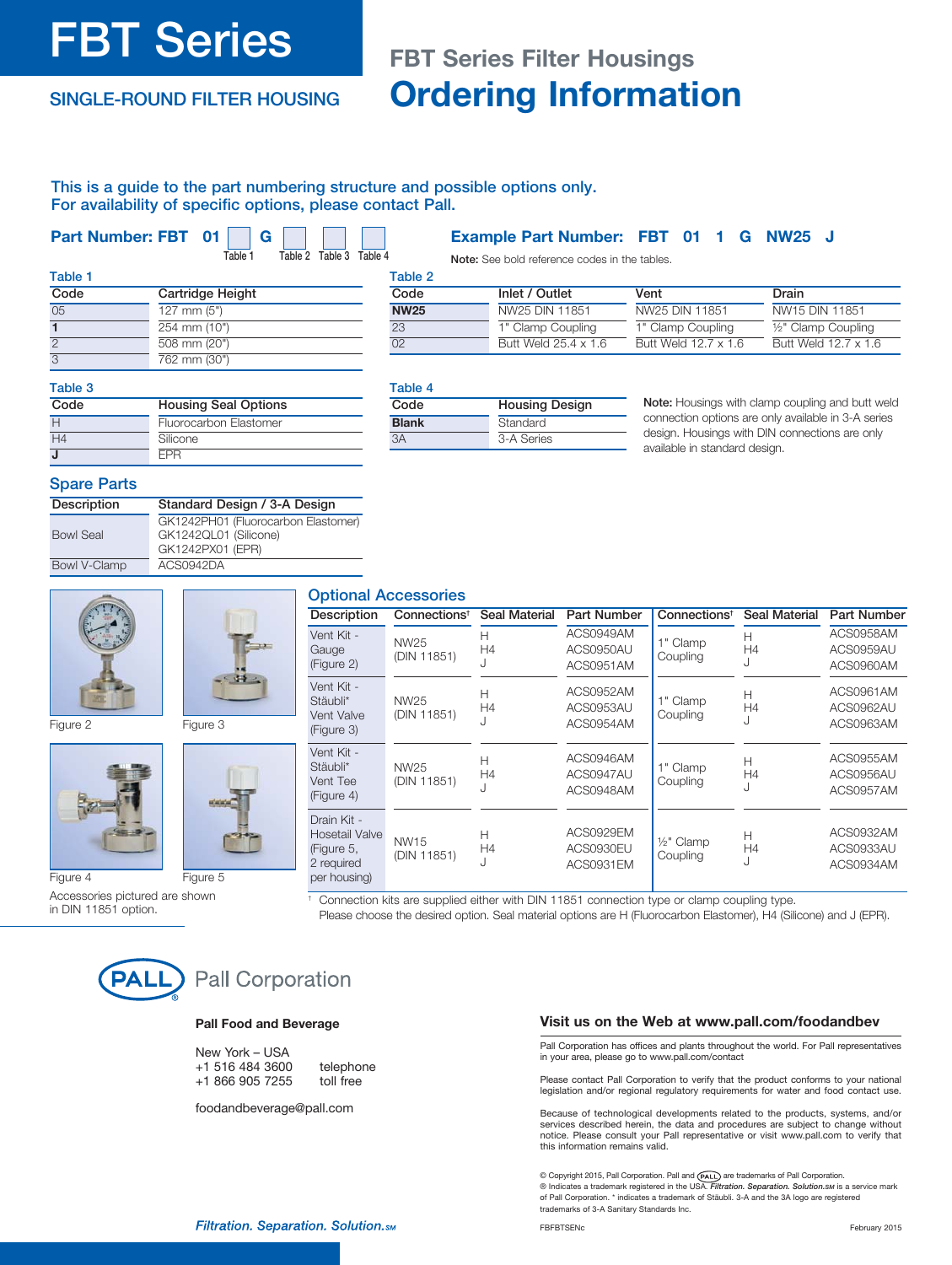# FBT Series

SINGLE-ROUND FILTER HOUSING

## FBT Series Filter Housings

# Ordering Information

**This is a guide to the part numbering structure and possible options only. For availability of specific options, please contact Pall.**

**Part Number: FBT 01 [Table 1] G [Table 2] [Table 3] [Table 4]**

**Example Part Number: FBT 01 1 G NW25 J**

**Note:** See bold reference codes in the tables.

**Table 1**

| Code | Cartridge Height |
|---|---|
| 05 | 127 mm (5") |
| **1** | 254 mm (10") |
| 2 | 508 mm (20") |
| 3 | 762 mm (30") |

**Table 2**

| Code | Inlet / Outlet | Vent | Drain |
|---|---|---|---|
| **NW25** | NW25 DIN 11851 | NW25 DIN 11851 | NW15 DIN 11851 |
| 23 | 1" Clamp Coupling | 1" Clamp Coupling | ½" Clamp Coupling |
| 02 | Butt Weld 25.4 x 1.6 | Butt Weld 12.7 x 1.6 | Butt Weld 12.7 x 1.6 |

**Table 3**

| Code | Housing Seal Options |
|---|---|
| H | Fluorocarbon Elastomer |
| H4 | Silicone |
| **J** | EPR |

**Table 4**

| Code | Housing Design |
|---|---|
| **Blank** | Standard |
| 3A | 3-A Series |

**Note:** Housings with clamp coupling and butt weld connection options are only available in 3-A series design. Housings with DIN connections are only available in standard design.

## Spare Parts

| Description | Standard Design / 3-A Design |
|---|---|
| Bowl Seal | GK1242PH01 (Fluorocarbon Elastomer)<br>GK1242QL01 (Silicone)<br>GK1242PX01 (EPR) |
| Bowl V-Clamp | ACS0942DA |

Figure 2

Figure 3

Figure 4

Figure 5

Accessories pictured are shown in DIN 11851 option.

## Optional Accessories

| Description | Connections† | Seal Material | Part Number | Connections† | Seal Material | Part Number |
|---|---|---|---|---|---|---|
| Vent Kit - Gauge (Figure 2) | NW25 (DIN 11851) | H<br>H4<br>J | ACS0949AM<br>ACS0950AU<br>ACS0951AM | 1" Clamp Coupling | H<br>H4<br>J | ACS0958AM<br>ACS0959AU<br>ACS0960AM |
| Vent Kit - Stäubli* Vent Valve (Figure 3) | NW25 (DIN 11851) | H<br>H4<br>J | ACS0952AM<br>ACS0953AU<br>ACS0954AM | 1" Clamp Coupling | H<br>H4<br>J | ACS0961AM<br>ACS0962AU<br>ACS0963AM |
| Vent Kit - Stäubli* Vent Tee (Figure 4) | NW25 (DIN 11851) | H<br>H4<br>J | ACS0946AM<br>ACS0947AU<br>ACS0948AM | 1" Clamp Coupling | H<br>H4<br>J | ACS0955AM<br>ACS0956AU<br>ACS0957AM |
| Drain Kit - Hosetail Valve (Figure 5, 2 required per housing) | NW15 (DIN 11851) | H<br>H4<br>J | ACS0929EM<br>ACS0930EU<br>ACS0931EM | ½" Clamp Coupling | H<br>H4<br>J | ACS0932AM<br>ACS0933AU<br>ACS0934AM |

† Connection kits are supplied either with DIN 11851 connection type or clamp coupling type. Please choose the desired option. Seal material options are H (Fluorocarbon Elastomer), H4 (Silicone) and J (EPR).

PALL Pall Corporation

**Pall Food and Beverage**

New York – USA
+1 516 484 3600 telephone
+1 866 905 7255 toll free

foodandbeverage@pall.com

**Visit us on the Web at www.pall.com/foodandbev**

Pall Corporation has offices and plants throughout the world. For Pall representatives in your area, please go to www.pall.com/contact

Please contact Pall Corporation to verify that the product conforms to your national legislation and/or regional regulatory requirements for water and food contact use.

Because of technological developments related to the products, systems, and/or services described herein, the data and procedures are subject to change without notice. Please consult your Pall representative or visit www.pall.com to verify that this information remains valid.

© Copyright 2015, Pall Corporation. Pall and PALL are trademarks of Pall Corporation. ® Indicates a trademark registered in the USA. *Filtration. Separation. Solution.SM* is a service mark of Pall Corporation. * indicates a trademark of Stäubli. 3-A and the 3A logo are registered trademarks of 3-A Sanitary Standards Inc.

*Filtration. Separation. Solution.SM*

FBFBTSENc

February 2015